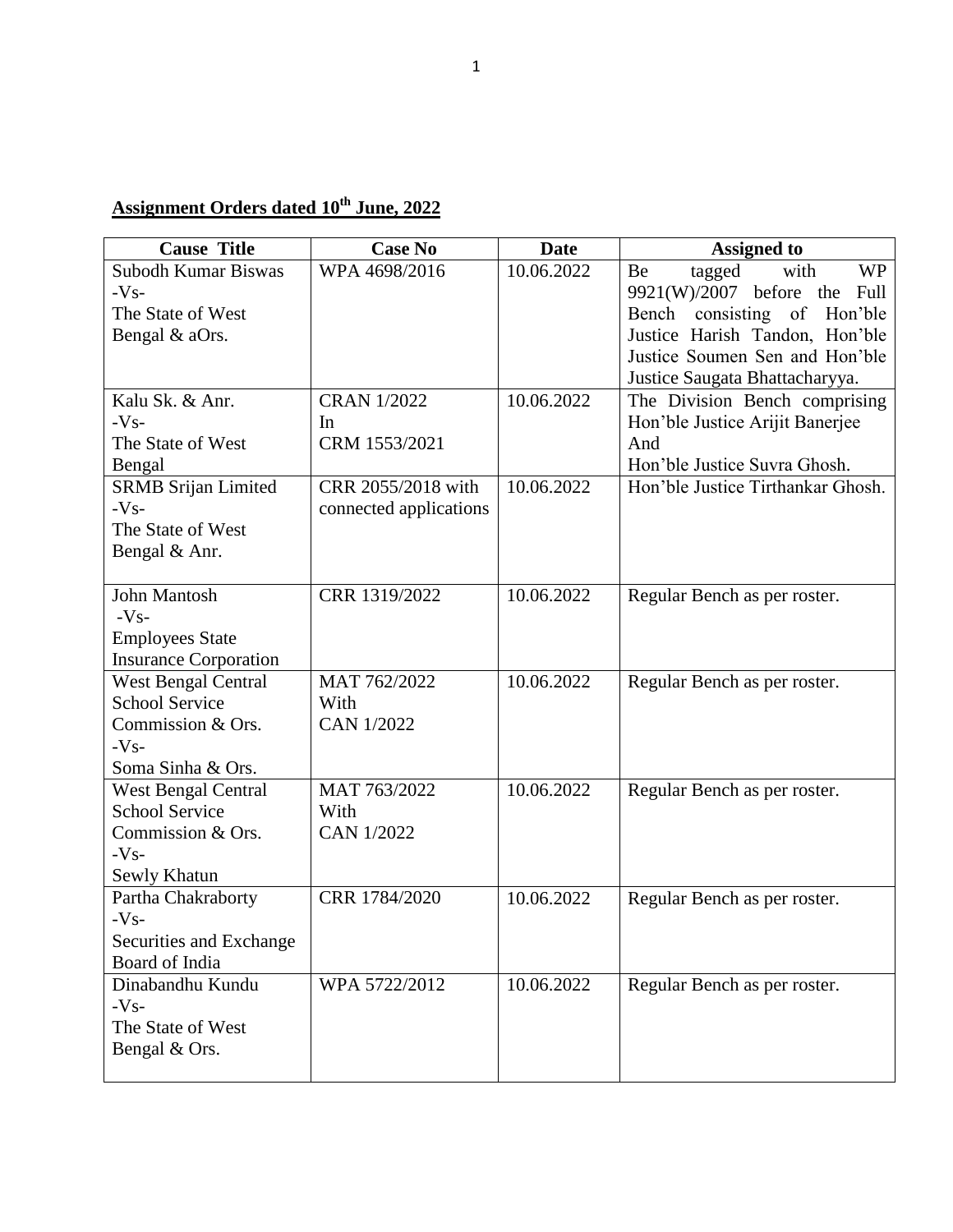## Assignment Orders dated 10th June, 2022

| Cause Title | Case No | Date | Assigned to |
|---|---|---|---|
| Subodh Kumar Biswas -Vs- The State of West Bengal & aOrs. | WPA 4698/2016 | 10.06.2022 | Be tagged with WP 9921(W)/2007 before the Full Bench consisting of Hon'ble Justice Harish Tandon, Hon'ble Justice Soumen Sen and Hon'ble Justice Saugata Bhattacharyya. |
| Kalu Sk. & Anr. -Vs- The State of West Bengal | CRAN 1/2022 In CRM 1553/2021 | 10.06.2022 | The Division Bench comprising Hon'ble Justice Arijit Banerjee And Hon'ble Justice Suvra Ghosh. |
| SRMB Srijan Limited -Vs- The State of West Bengal & Anr. | CRR 2055/2018 with connected applications | 10.06.2022 | Hon'ble Justice Tirthankar Ghosh. |
| John Mantosh -Vs- Employees State Insurance Corporation | CRR 1319/2022 | 10.06.2022 | Regular Bench as per roster. |
| West Bengal Central School Service Commission & Ors. -Vs- Soma Sinha & Ors. | MAT 762/2022 With CAN 1/2022 | 10.06.2022 | Regular Bench as per roster. |
| West Bengal Central School Service Commission & Ors. -Vs- Sewly Khatun | MAT 763/2022 With CAN 1/2022 | 10.06.2022 | Regular Bench as per roster. |
| Partha Chakraborty -Vs- Securities and Exchange Board of India | CRR 1784/2020 | 10.06.2022 | Regular Bench as per roster. |
| Dinabandhu Kundu -Vs- The State of West Bengal & Ors. | WPA 5722/2012 | 10.06.2022 | Regular Bench as per roster. |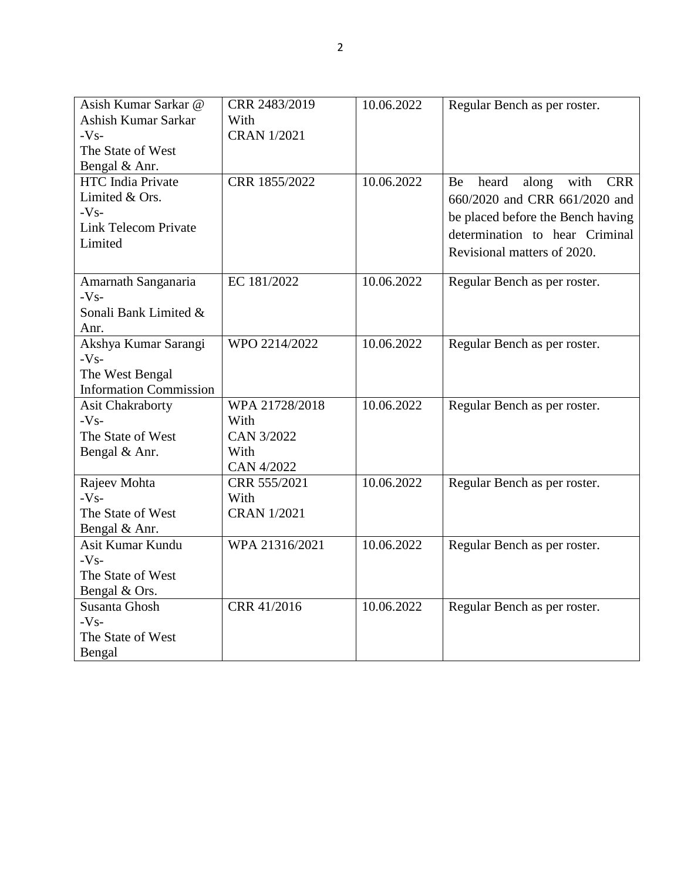| | | | |
|---|---|---|---|
| Asish Kumar Sarkar @ Ashish Kumar Sarkar -Vs- The State of West Bengal & Anr. | CRR 2483/2019 With CRAN 1/2021 | 10.06.2022 | Regular Bench as per roster. |
| HTC India Private Limited & Ors. -Vs- Link Telecom Private Limited | CRR 1855/2022 | 10.06.2022 | Be heard along with CRR 660/2020 and CRR 661/2020 and be placed before the Bench having determination to hear Criminal Revisional matters of 2020. |
| Amarnath Sanganaria -Vs- Sonali Bank Limited & Anr. | EC 181/2022 | 10.06.2022 | Regular Bench as per roster. |
| Akshya Kumar Sarangi -Vs- The West Bengal Information Commission | WPO 2214/2022 | 10.06.2022 | Regular Bench as per roster. |
| Asit Chakraborty -Vs- The State of West Bengal & Anr. | WPA 21728/2018 With CAN 3/2022 With CAN 4/2022 | 10.06.2022 | Regular Bench as per roster. |
| Rajeev Mohta -Vs- The State of West Bengal & Anr. | CRR 555/2021 With CRAN 1/2021 | 10.06.2022 | Regular Bench as per roster. |
| Asit Kumar Kundu -Vs- The State of West Bengal & Ors. | WPA 21316/2021 | 10.06.2022 | Regular Bench as per roster. |
| Susanta Ghosh -Vs- The State of West Bengal | CRR 41/2016 | 10.06.2022 | Regular Bench as per roster. |